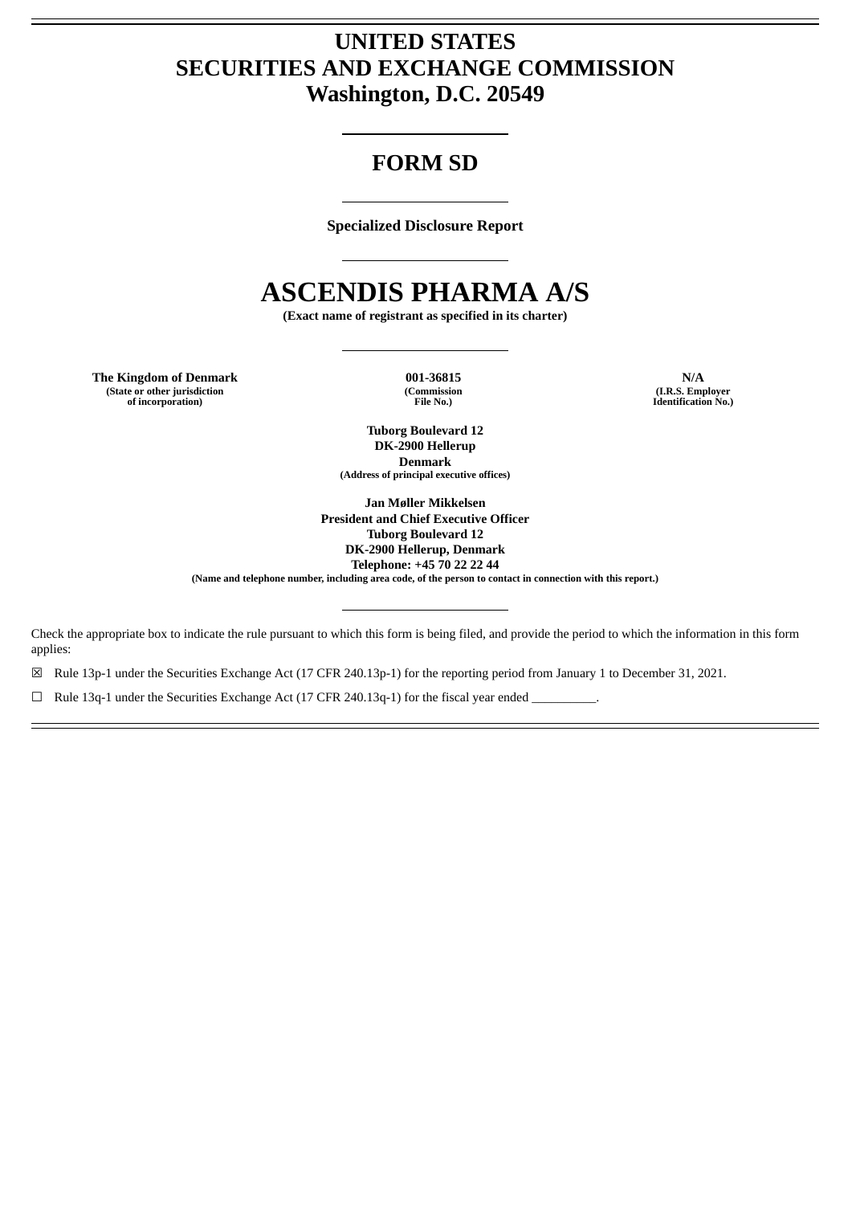# UNITED STATES
# SECURITIES AND EXCHANGE COMMISSION
# Washington, D.C. 20549

---

## FORM SD

---

**Specialized Disclosure Report**

---

# ASCENDIS PHARMA A/S

**(Exact name of registrant as specified in its charter)**

---

| **The Kingdom of Denmark** | **001-36815** | **N/A** |
|---|---|---|
| **(State or other jurisdiction of incorporation)** | **(Commission File No.)** | **(I.R.S. Employer Identification No.)** |

**Tuborg Boulevard 12**
**DK-2900 Hellerup**
**Denmark**
**(Address of principal executive offices)**

**Jan Møller Mikkelsen**
**President and Chief Executive Officer**
**Tuborg Boulevard 12**
**DK-2900 Hellerup, Denmark**
**Telephone: +45 70 22 22 44**
**(Name and telephone number, including area code, of the person to contact in connection with this report.)**

---

Check the appropriate box to indicate the rule pursuant to which this form is being filed, and provide the period to which the information in this form applies:

☒ Rule 13p-1 under the Securities Exchange Act (17 CFR 240.13p-1) for the reporting period from January 1 to December 31, 2021.

☐ Rule 13q-1 under the Securities Exchange Act (17 CFR 240.13q-1) for the fiscal year ended __________.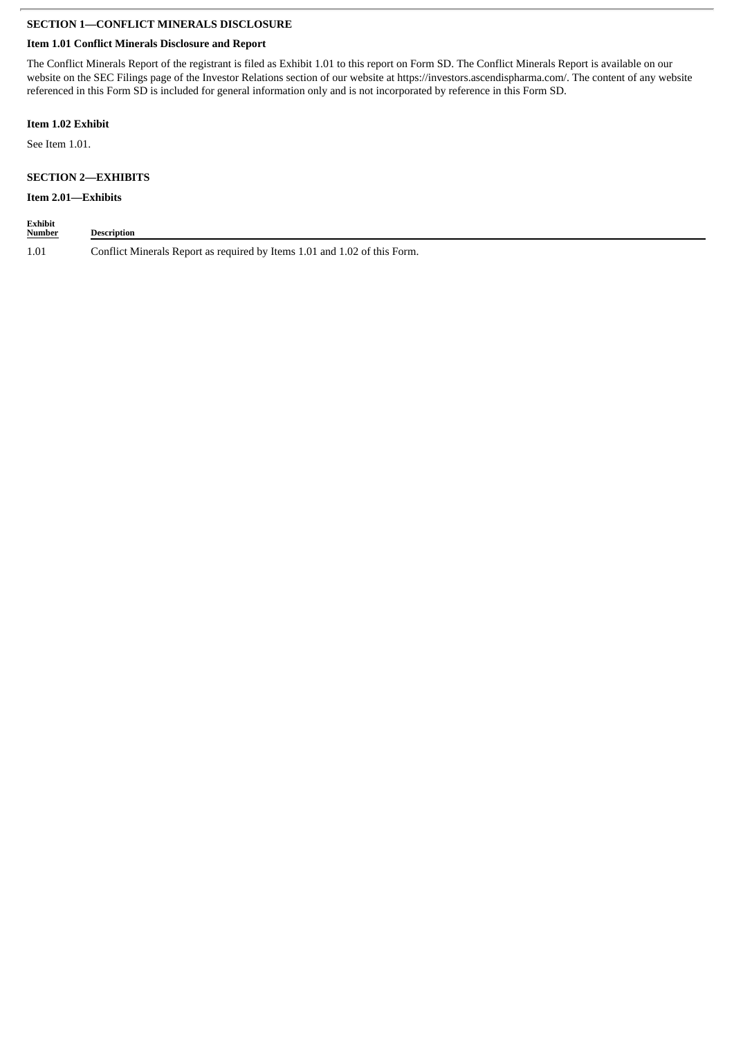## SECTION 1—CONFLICT MINERALS DISCLOSURE

### Item 1.01 Conflict Minerals Disclosure and Report

The Conflict Minerals Report of the registrant is filed as Exhibit 1.01 to this report on Form SD. The Conflict Minerals Report is available on our website on the SEC Filings page of the Investor Relations section of our website at https://investors.ascendispharma.com/. The content of any website referenced in this Form SD is included for general information only and is not incorporated by reference in this Form SD.

### Item 1.02 Exhibit

See Item 1.01.

## SECTION 2—EXHIBITS

### Item 2.01—Exhibits

| Exhibit Number | Description |
|---|---|
| 1.01 | Conflict Minerals Report as required by Items 1.01 and 1.02 of this Form. |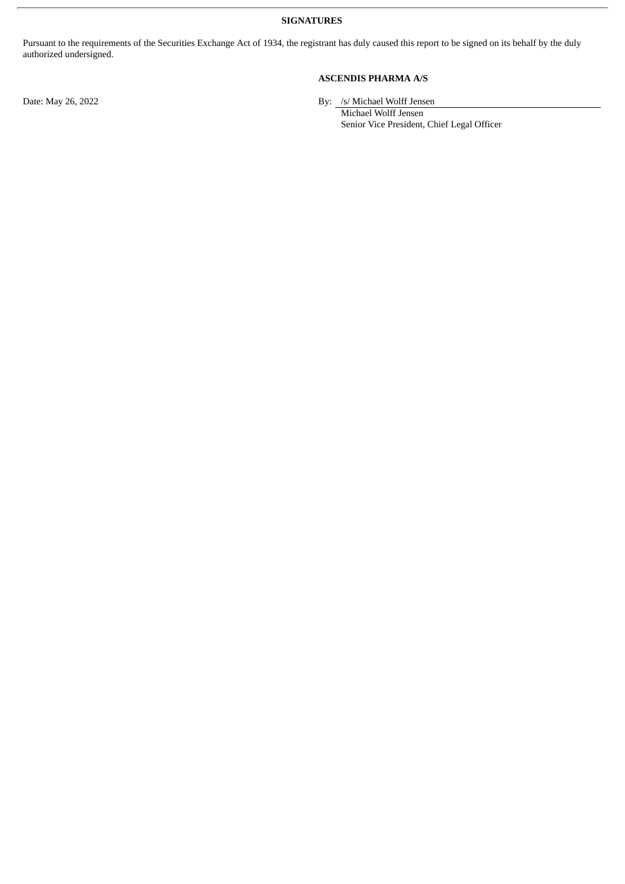**SIGNATURES**

Pursuant to the requirements of the Securities Exchange Act of 1934, the registrant has duly caused this report to be signed on its behalf by the duly authorized undersigned.

**ASCENDIS PHARMA A/S**

Date: May 26, 2022

By: /s/ Michael Wolff Jensen
Michael Wolff Jensen
Senior Vice President, Chief Legal Officer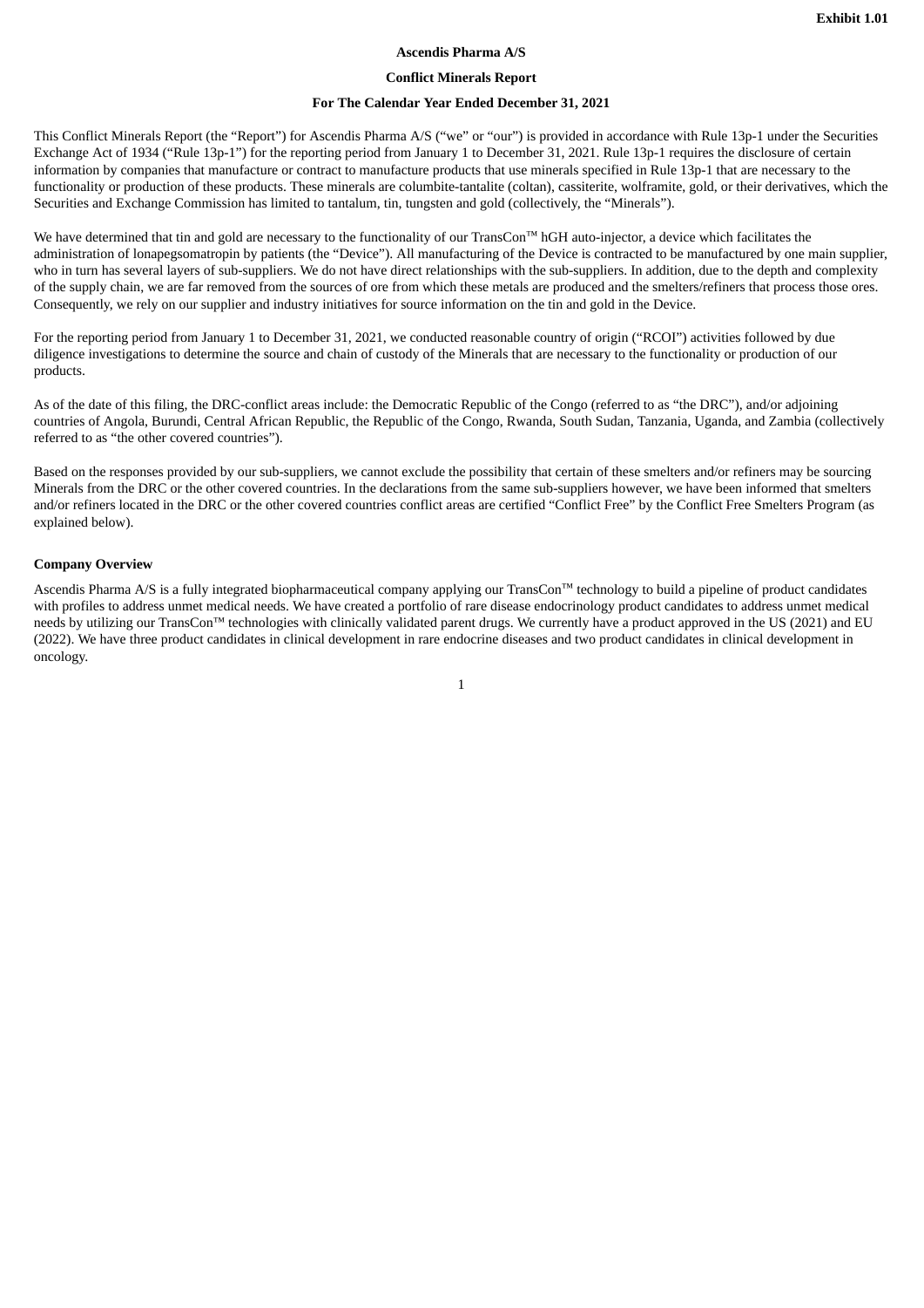**Exhibit 1.01**

**Ascendis Pharma A/S**

**Conflict Minerals Report**

**For The Calendar Year Ended December 31, 2021**

This Conflict Minerals Report (the "Report") for Ascendis Pharma A/S ("we" or "our") is provided in accordance with Rule 13p-1 under the Securities Exchange Act of 1934 ("Rule 13p-1") for the reporting period from January 1 to December 31, 2021. Rule 13p-1 requires the disclosure of certain information by companies that manufacture or contract to manufacture products that use minerals specified in Rule 13p-1 that are necessary to the functionality or production of these products. These minerals are columbite-tantalite (coltan), cassiterite, wolframite, gold, or their derivatives, which the Securities and Exchange Commission has limited to tantalum, tin, tungsten and gold (collectively, the "Minerals").

We have determined that tin and gold are necessary to the functionality of our TransCon™ hGH auto-injector, a device which facilitates the administration of lonapegsomatropin by patients (the "Device"). All manufacturing of the Device is contracted to be manufactured by one main supplier, who in turn has several layers of sub-suppliers. We do not have direct relationships with the sub-suppliers. In addition, due to the depth and complexity of the supply chain, we are far removed from the sources of ore from which these metals are produced and the smelters/refiners that process those ores. Consequently, we rely on our supplier and industry initiatives for source information on the tin and gold in the Device.

For the reporting period from January 1 to December 31, 2021, we conducted reasonable country of origin ("RCOI") activities followed by due diligence investigations to determine the source and chain of custody of the Minerals that are necessary to the functionality or production of our products.

As of the date of this filing, the DRC-conflict areas include: the Democratic Republic of the Congo (referred to as "the DRC"), and/or adjoining countries of Angola, Burundi, Central African Republic, the Republic of the Congo, Rwanda, South Sudan, Tanzania, Uganda, and Zambia (collectively referred to as "the other covered countries").

Based on the responses provided by our sub-suppliers, we cannot exclude the possibility that certain of these smelters and/or refiners may be sourcing Minerals from the DRC or the other covered countries. In the declarations from the same sub-suppliers however, we have been informed that smelters and/or refiners located in the DRC or the other covered countries conflict areas are certified "Conflict Free" by the Conflict Free Smelters Program (as explained below).

**Company Overview**

Ascendis Pharma A/S is a fully integrated biopharmaceutical company applying our TransCon™ technology to build a pipeline of product candidates with profiles to address unmet medical needs. We have created a portfolio of rare disease endocrinology product candidates to address unmet medical needs by utilizing our TransCon™ technologies with clinically validated parent drugs. We currently have a product approved in the US (2021) and EU (2022). We have three product candidates in clinical development in rare endocrine diseases and two product candidates in clinical development in oncology.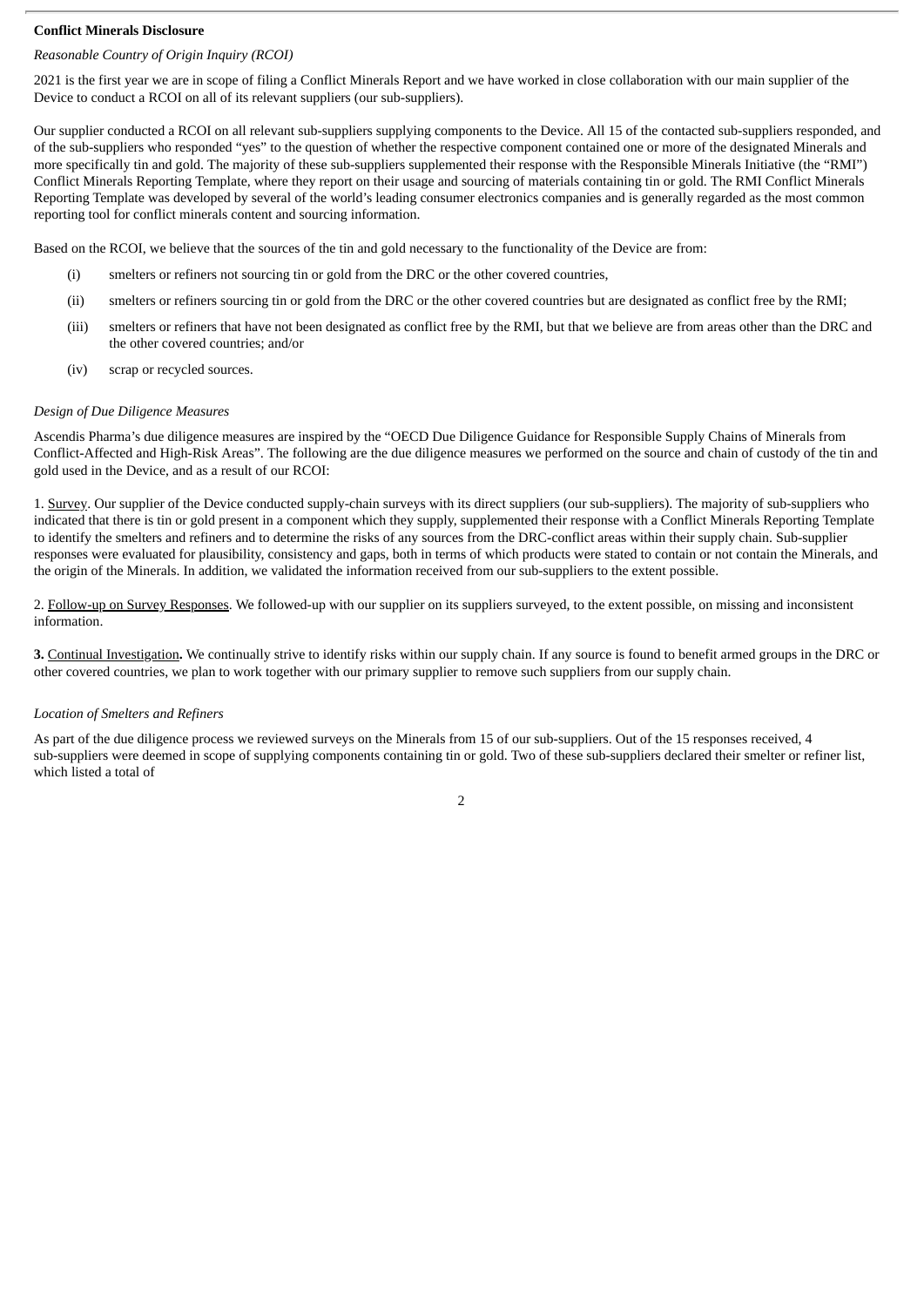**Conflict Minerals Disclosure**

*Reasonable Country of Origin Inquiry (RCOI)*

2021 is the first year we are in scope of filing a Conflict Minerals Report and we have worked in close collaboration with our main supplier of the Device to conduct a RCOI on all of its relevant suppliers (our sub-suppliers).

Our supplier conducted a RCOI on all relevant sub-suppliers supplying components to the Device. All 15 of the contacted sub-suppliers responded, and of the sub-suppliers who responded "yes" to the question of whether the respective component contained one or more of the designated Minerals and more specifically tin and gold. The majority of these sub-suppliers supplemented their response with the Responsible Minerals Initiative (the "RMI") Conflict Minerals Reporting Template, where they report on their usage and sourcing of materials containing tin or gold. The RMI Conflict Minerals Reporting Template was developed by several of the world's leading consumer electronics companies and is generally regarded as the most common reporting tool for conflict minerals content and sourcing information.

Based on the RCOI, we believe that the sources of the tin and gold necessary to the functionality of the Device are from:

(i) smelters or refiners not sourcing tin or gold from the DRC or the other covered countries,

(ii) smelters or refiners sourcing tin or gold from the DRC or the other covered countries but are designated as conflict free by the RMI;

(iii) smelters or refiners that have not been designated as conflict free by the RMI, but that we believe are from areas other than the DRC and the other covered countries; and/or

(iv) scrap or recycled sources.

*Design of Due Diligence Measures*

Ascendis Pharma's due diligence measures are inspired by the "OECD Due Diligence Guidance for Responsible Supply Chains of Minerals from Conflict-Affected and High-Risk Areas". The following are the due diligence measures we performed on the source and chain of custody of the tin and gold used in the Device, and as a result of our RCOI:

1. Survey. Our supplier of the Device conducted supply-chain surveys with its direct suppliers (our sub-suppliers). The majority of sub-suppliers who indicated that there is tin or gold present in a component which they supply, supplemented their response with a Conflict Minerals Reporting Template to identify the smelters and refiners and to determine the risks of any sources from the DRC-conflict areas within their supply chain. Sub-supplier responses were evaluated for plausibility, consistency and gaps, both in terms of which products were stated to contain or not contain the Minerals, and the origin of the Minerals. In addition, we validated the information received from our sub-suppliers to the extent possible.

2. Follow-up on Survey Responses. We followed-up with our supplier on its suppliers surveyed, to the extent possible, on missing and inconsistent information.

**3.** Continual Investigation**.** We continually strive to identify risks within our supply chain. If any source is found to benefit armed groups in the DRC or other covered countries, we plan to work together with our primary supplier to remove such suppliers from our supply chain.

*Location of Smelters and Refiners*

As part of the due diligence process we reviewed surveys on the Minerals from 15 of our sub-suppliers. Out of the 15 responses received, 4 sub-suppliers were deemed in scope of supplying components containing tin or gold. Two of these sub-suppliers declared their smelter or refiner list, which listed a total of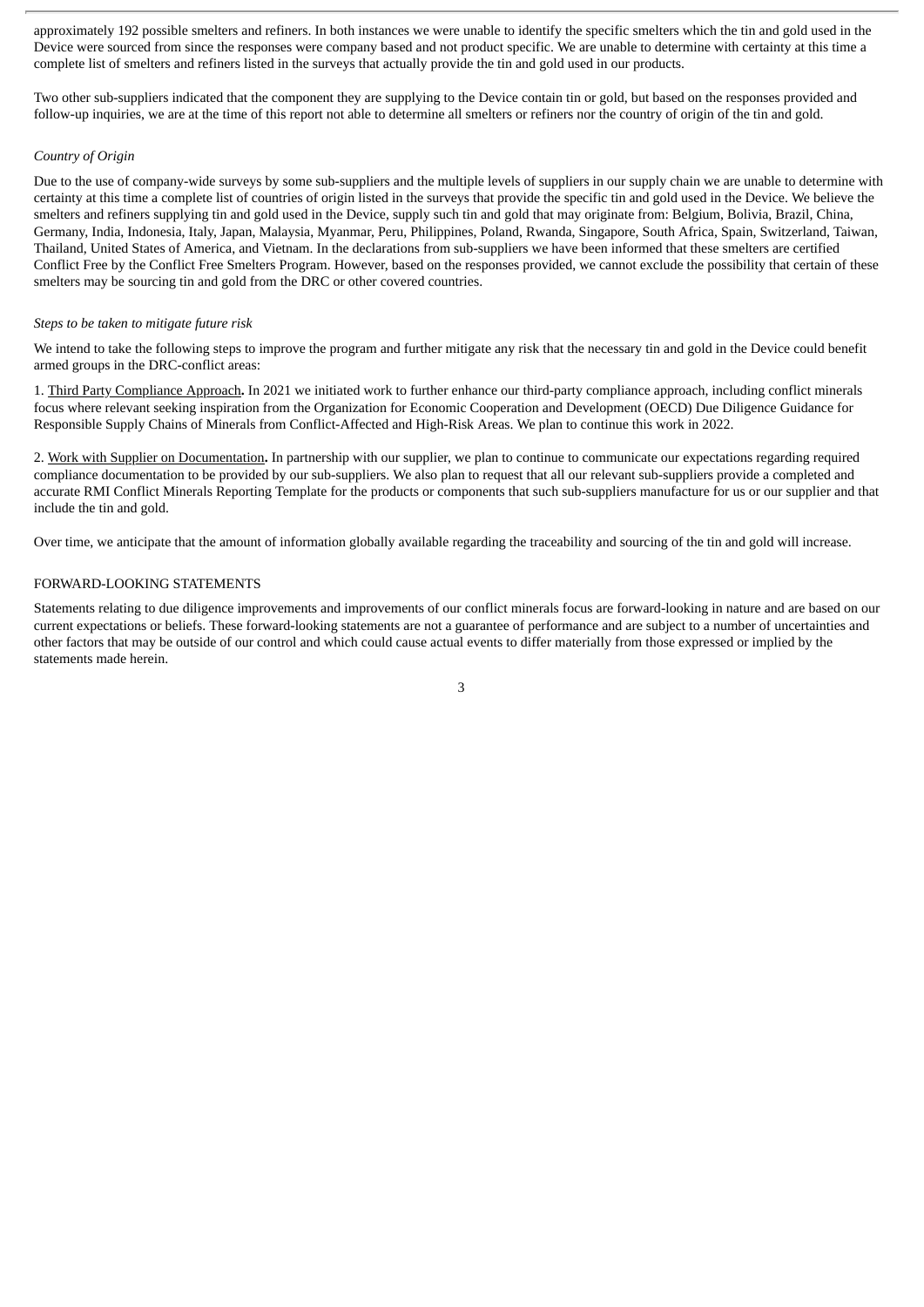approximately 192 possible smelters and refiners. In both instances we were unable to identify the specific smelters which the tin and gold used in the Device were sourced from since the responses were company based and not product specific. We are unable to determine with certainty at this time a complete list of smelters and refiners listed in the surveys that actually provide the tin and gold used in our products.

Two other sub-suppliers indicated that the component they are supplying to the Device contain tin or gold, but based on the responses provided and follow-up inquiries, we are at the time of this report not able to determine all smelters or refiners nor the country of origin of the tin and gold.

*Country of Origin*

Due to the use of company-wide surveys by some sub-suppliers and the multiple levels of suppliers in our supply chain we are unable to determine with certainty at this time a complete list of countries of origin listed in the surveys that provide the specific tin and gold used in the Device. We believe the smelters and refiners supplying tin and gold used in the Device, supply such tin and gold that may originate from: Belgium, Bolivia, Brazil, China, Germany, India, Indonesia, Italy, Japan, Malaysia, Myanmar, Peru, Philippines, Poland, Rwanda, Singapore, South Africa, Spain, Switzerland, Taiwan, Thailand, United States of America, and Vietnam. In the declarations from sub-suppliers we have been informed that these smelters are certified Conflict Free by the Conflict Free Smelters Program. However, based on the responses provided, we cannot exclude the possibility that certain of these smelters may be sourcing tin and gold from the DRC or other covered countries.

*Steps to be taken to mitigate future risk*

We intend to take the following steps to improve the program and further mitigate any risk that the necessary tin and gold in the Device could benefit armed groups in the DRC-conflict areas:

1. Third Party Compliance Approach**.** In 2021 we initiated work to further enhance our third-party compliance approach, including conflict minerals focus where relevant seeking inspiration from the Organization for Economic Cooperation and Development (OECD) Due Diligence Guidance for Responsible Supply Chains of Minerals from Conflict-Affected and High-Risk Areas. We plan to continue this work in 2022.

2. Work with Supplier on Documentation**.** In partnership with our supplier, we plan to continue to communicate our expectations regarding required compliance documentation to be provided by our sub-suppliers. We also plan to request that all our relevant sub-suppliers provide a completed and accurate RMI Conflict Minerals Reporting Template for the products or components that such sub-suppliers manufacture for us or our supplier and that include the tin and gold.

Over time, we anticipate that the amount of information globally available regarding the traceability and sourcing of the tin and gold will increase.

FORWARD-LOOKING STATEMENTS

Statements relating to due diligence improvements and improvements of our conflict minerals focus are forward-looking in nature and are based on our current expectations or beliefs. These forward-looking statements are not a guarantee of performance and are subject to a number of uncertainties and other factors that may be outside of our control and which could cause actual events to differ materially from those expressed or implied by the statements made herein.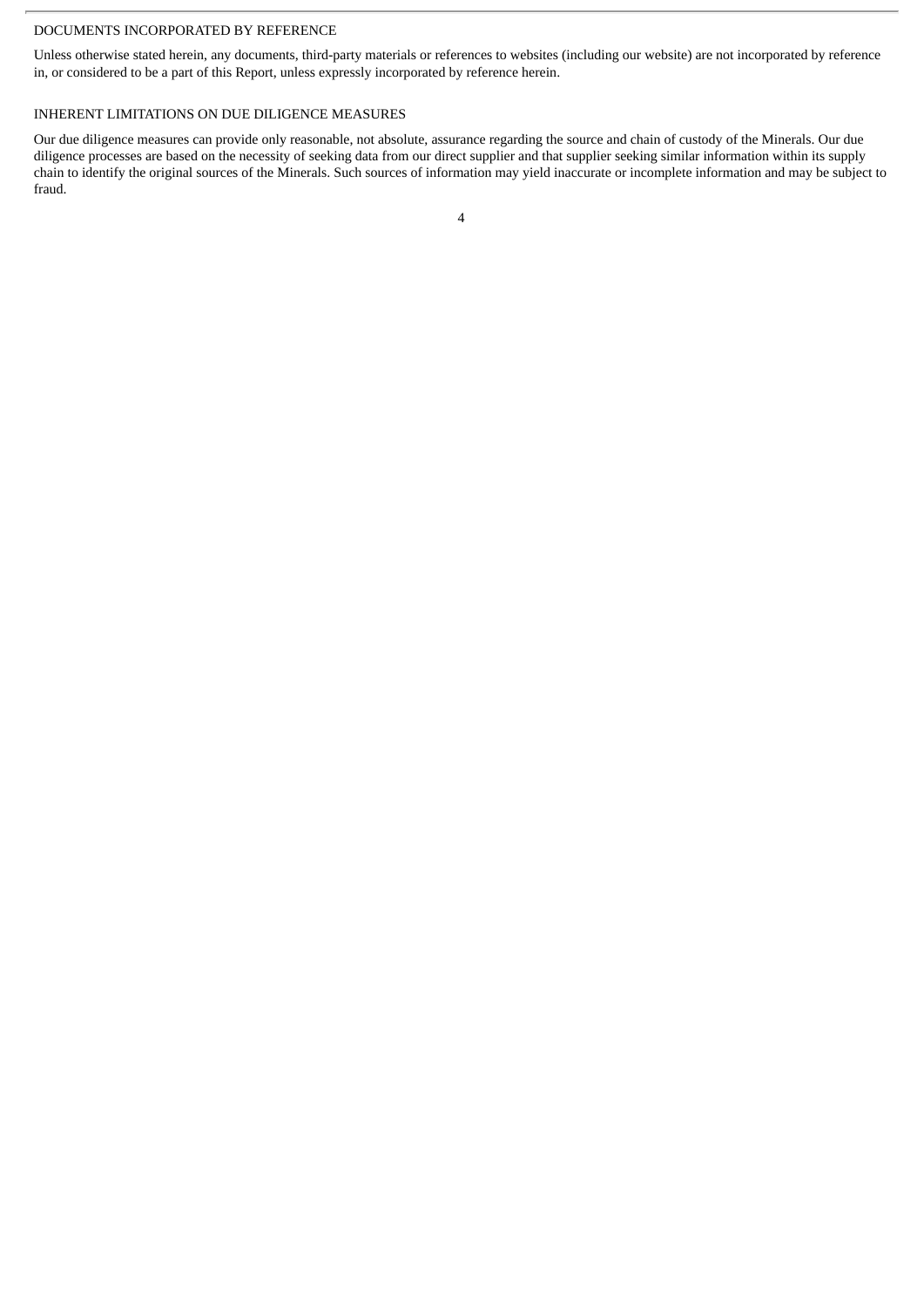## DOCUMENTS INCORPORATED BY REFERENCE

Unless otherwise stated herein, any documents, third-party materials or references to websites (including our website) are not incorporated by reference in, or considered to be a part of this Report, unless expressly incorporated by reference herein.

## INHERENT LIMITATIONS ON DUE DILIGENCE MEASURES

Our due diligence measures can provide only reasonable, not absolute, assurance regarding the source and chain of custody of the Minerals. Our due diligence processes are based on the necessity of seeking data from our direct supplier and that supplier seeking similar information within its supply chain to identify the original sources of the Minerals. Such sources of information may yield inaccurate or incomplete information and may be subject to fraud.